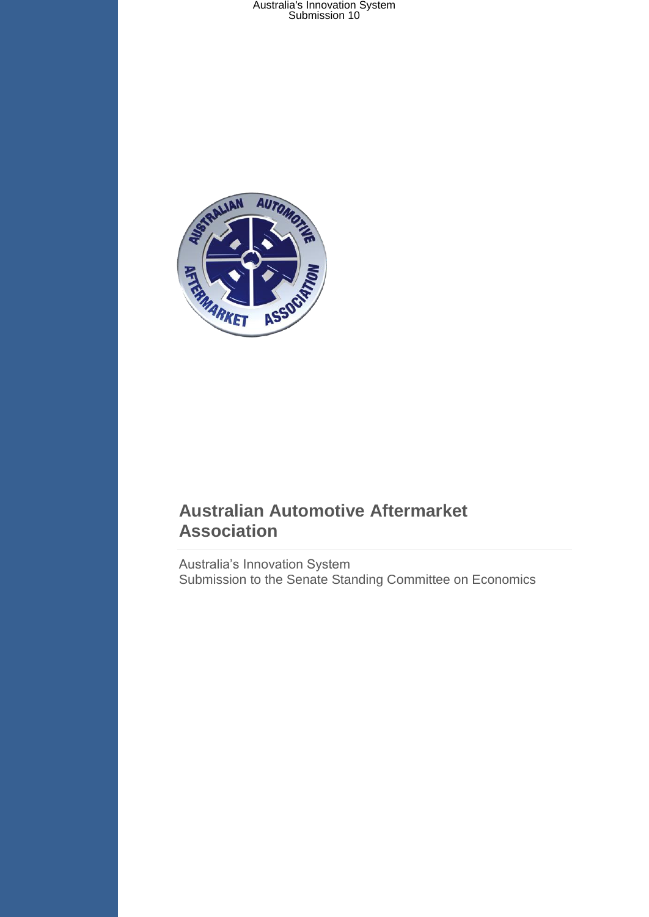# Australian Automotive Aftermarket Association

Australia's Innovation System
Submission to the Senate Standing Committee on Economics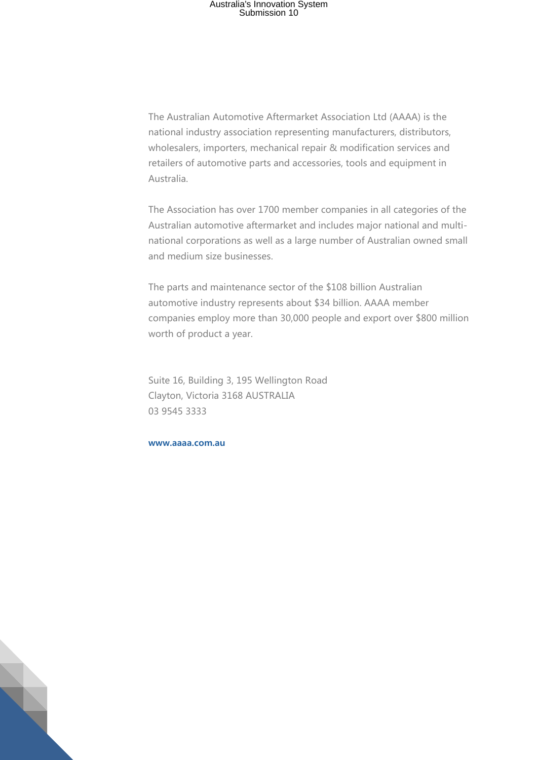The Australian Automotive Aftermarket Association Ltd (AAAA) is the national industry association representing manufacturers, distributors, wholesalers, importers, mechanical repair & modification services and retailers of automotive parts and accessories, tools and equipment in Australia.

The Association has over 1700 member companies in all categories of the Australian automotive aftermarket and includes major national and multi-national corporations as well as a large number of Australian owned small and medium size businesses.

The parts and maintenance sector of the $108 billion Australian automotive industry represents about $34 billion. AAAA member companies employ more than 30,000 people and export over $800 million worth of product a year.

Suite 16, Building 3, 195 Wellington Road
Clayton, Victoria 3168 AUSTRALIA
03 9545 3333

**www.aaaa.com.au**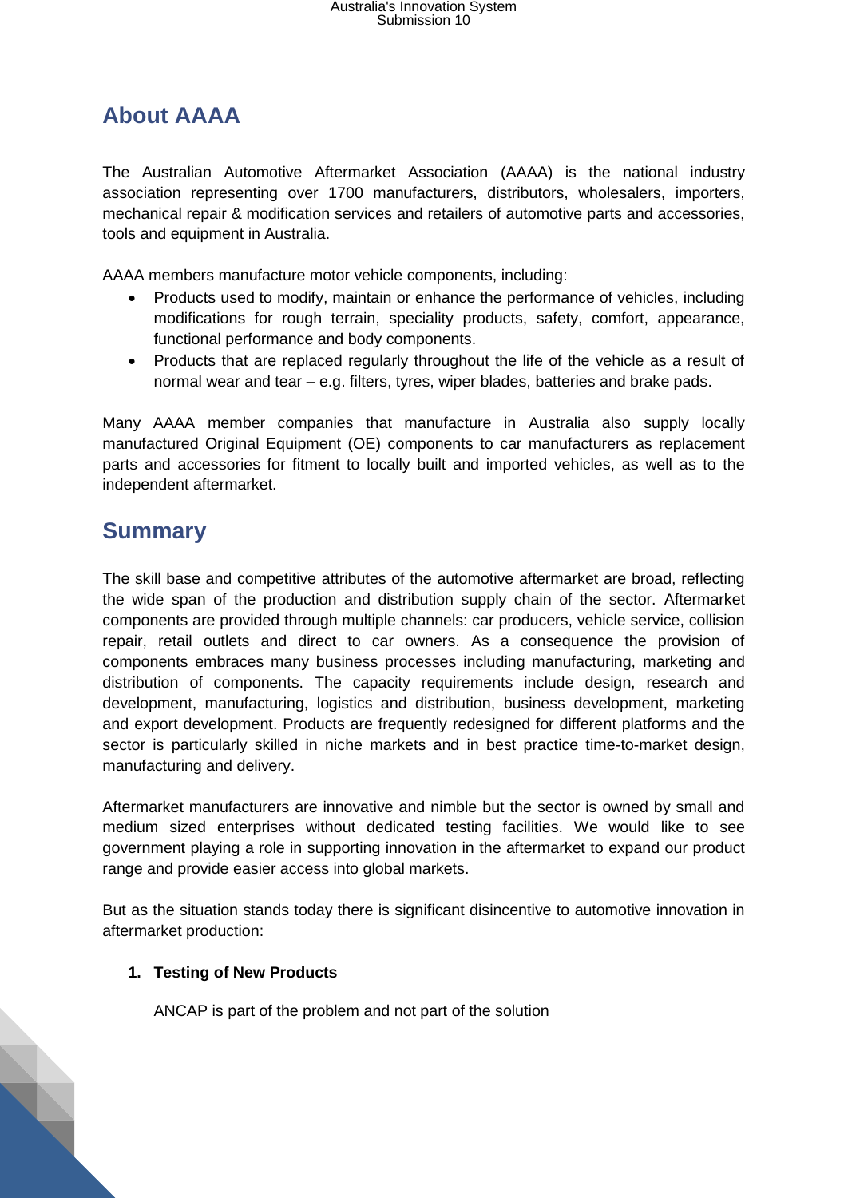## About AAAA

The Australian Automotive Aftermarket Association (AAAA) is the national industry association representing over 1700 manufacturers, distributors, wholesalers, importers, mechanical repair & modification services and retailers of automotive parts and accessories, tools and equipment in Australia.

AAAA members manufacture motor vehicle components, including:

- Products used to modify, maintain or enhance the performance of vehicles, including modifications for rough terrain, speciality products, safety, comfort, appearance, functional performance and body components.
- Products that are replaced regularly throughout the life of the vehicle as a result of normal wear and tear – e.g. filters, tyres, wiper blades, batteries and brake pads.

Many AAAA member companies that manufacture in Australia also supply locally manufactured Original Equipment (OE) components to car manufacturers as replacement parts and accessories for fitment to locally built and imported vehicles, as well as to the independent aftermarket.

## Summary

The skill base and competitive attributes of the automotive aftermarket are broad, reflecting the wide span of the production and distribution supply chain of the sector. Aftermarket components are provided through multiple channels: car producers, vehicle service, collision repair, retail outlets and direct to car owners. As a consequence the provision of components embraces many business processes including manufacturing, marketing and distribution of components. The capacity requirements include design, research and development, manufacturing, logistics and distribution, business development, marketing and export development. Products are frequently redesigned for different platforms and the sector is particularly skilled in niche markets and in best practice time-to-market design, manufacturing and delivery.

Aftermarket manufacturers are innovative and nimble but the sector is owned by small and medium sized enterprises without dedicated testing facilities. We would like to see government playing a role in supporting innovation in the aftermarket to expand our product range and provide easier access into global markets.

But as the situation stands today there is significant disincentive to automotive innovation in aftermarket production:

1. **Testing of New Products**

   ANCAP is part of the problem and not part of the solution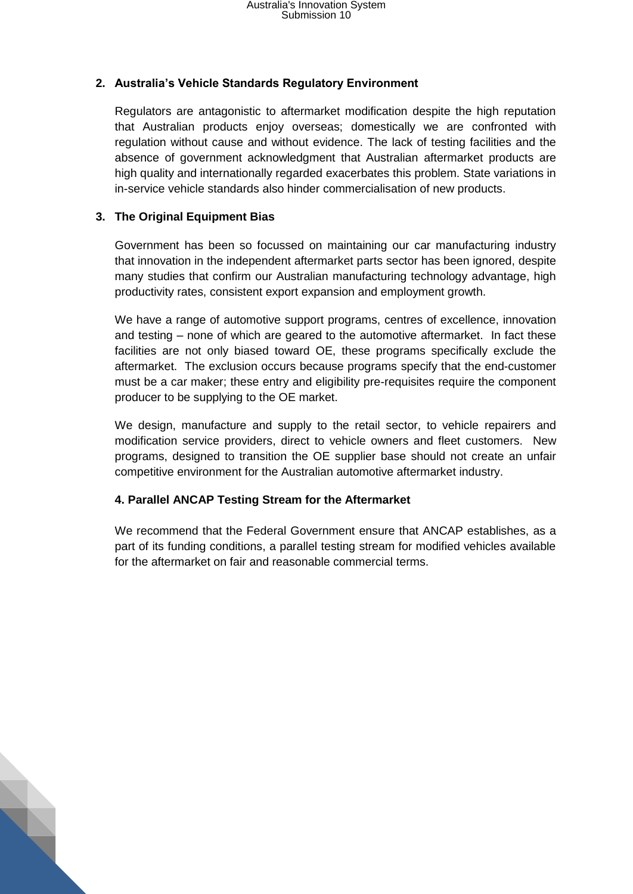## 2. Australia's Vehicle Standards Regulatory Environment

Regulators are antagonistic to aftermarket modification despite the high reputation that Australian products enjoy overseas; domestically we are confronted with regulation without cause and without evidence. The lack of testing facilities and the absence of government acknowledgment that Australian aftermarket products are high quality and internationally regarded exacerbates this problem. State variations in in-service vehicle standards also hinder commercialisation of new products.

## 3. The Original Equipment Bias

Government has been so focussed on maintaining our car manufacturing industry that innovation in the independent aftermarket parts sector has been ignored, despite many studies that confirm our Australian manufacturing technology advantage, high productivity rates, consistent export expansion and employment growth.

We have a range of automotive support programs, centres of excellence, innovation and testing – none of which are geared to the automotive aftermarket. In fact these facilities are not only biased toward OE, these programs specifically exclude the aftermarket. The exclusion occurs because programs specify that the end-customer must be a car maker; these entry and eligibility pre-requisites require the component producer to be supplying to the OE market.

We design, manufacture and supply to the retail sector, to vehicle repairers and modification service providers, direct to vehicle owners and fleet customers. New programs, designed to transition the OE supplier base should not create an unfair competitive environment for the Australian automotive aftermarket industry.

## 4. Parallel ANCAP Testing Stream for the Aftermarket

We recommend that the Federal Government ensure that ANCAP establishes, as a part of its funding conditions, a parallel testing stream for modified vehicles available for the aftermarket on fair and reasonable commercial terms.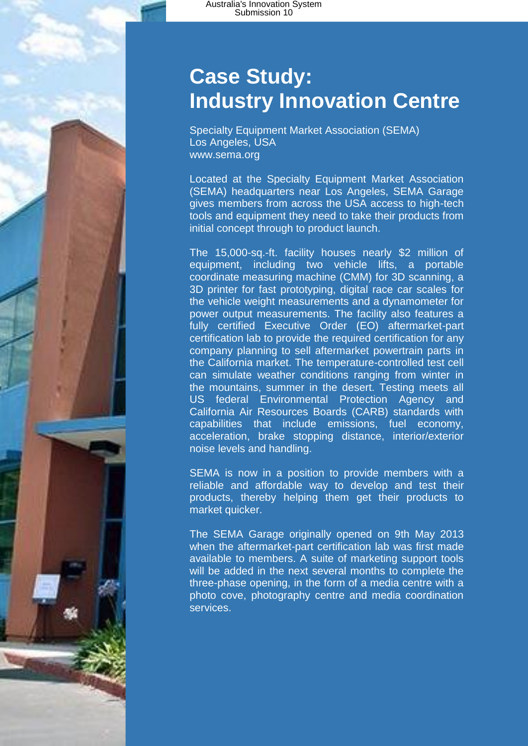# Case Study:
# Industry Innovation Centre

Specialty Equipment Market Association (SEMA)
Los Angeles, USA
www.sema.org

Located at the Specialty Equipment Market Association (SEMA) headquarters near Los Angeles, SEMA Garage gives members from across the USA access to high-tech tools and equipment they need to take their products from initial concept through to product launch.

The 15,000-sq.-ft. facility houses nearly $2 million of equipment, including two vehicle lifts, a portable coordinate measuring machine (CMM) for 3D scanning, a 3D printer for fast prototyping, digital race car scales for the vehicle weight measurements and a dynamometer for power output measurements. The facility also features a fully certified Executive Order (EO) aftermarket-part certification lab to provide the required certification for any company planning to sell aftermarket powertrain parts in the California market. The temperature-controlled test cell can simulate weather conditions ranging from winter in the mountains, summer in the desert. Testing meets all US federal Environmental Protection Agency and California Air Resources Boards (CARB) standards with capabilities that include emissions, fuel economy, acceleration, brake stopping distance, interior/exterior noise levels and handling.

SEMA is now in a position to provide members with a reliable and affordable way to develop and test their products, thereby helping them get their products to market quicker.

The SEMA Garage originally opened on 9th May 2013 when the aftermarket-part certification lab was first made available to members. A suite of marketing support tools will be added in the next several months to complete the three-phase opening, in the form of a media centre with a photo cove, photography centre and media coordination services.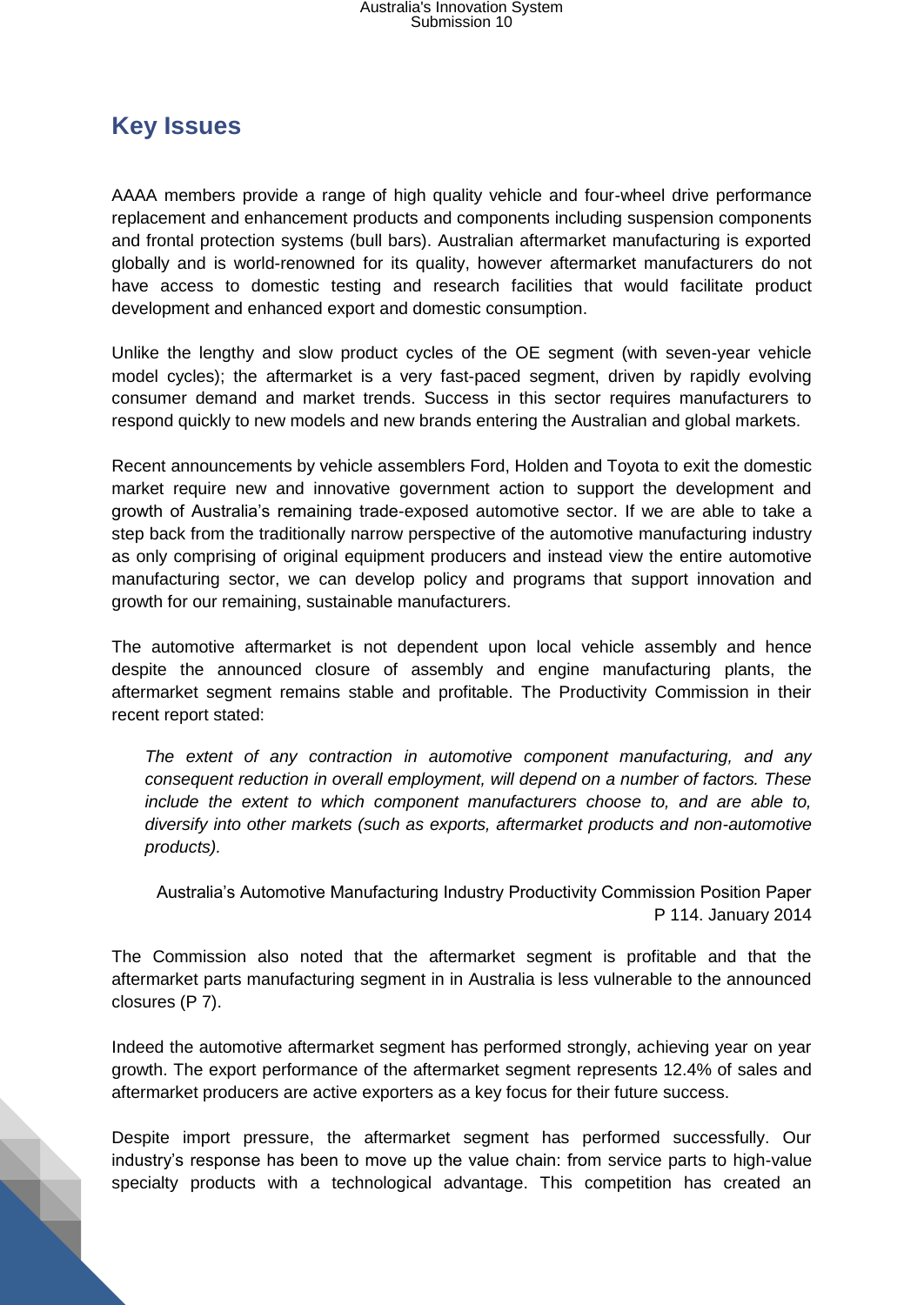## Key Issues

AAAA members provide a range of high quality vehicle and four-wheel drive performance replacement and enhancement products and components including suspension components and frontal protection systems (bull bars). Australian aftermarket manufacturing is exported globally and is world-renowned for its quality, however aftermarket manufacturers do not have access to domestic testing and research facilities that would facilitate product development and enhanced export and domestic consumption.

Unlike the lengthy and slow product cycles of the OE segment (with seven-year vehicle model cycles); the aftermarket is a very fast-paced segment, driven by rapidly evolving consumer demand and market trends. Success in this sector requires manufacturers to respond quickly to new models and new brands entering the Australian and global markets.

Recent announcements by vehicle assemblers Ford, Holden and Toyota to exit the domestic market require new and innovative government action to support the development and growth of Australia's remaining trade-exposed automotive sector. If we are able to take a step back from the traditionally narrow perspective of the automotive manufacturing industry as only comprising of original equipment producers and instead view the entire automotive manufacturing sector, we can develop policy and programs that support innovation and growth for our remaining, sustainable manufacturers.

The automotive aftermarket is not dependent upon local vehicle assembly and hence despite the announced closure of assembly and engine manufacturing plants, the aftermarket segment remains stable and profitable. The Productivity Commission in their recent report stated:

> *The extent of any contraction in automotive component manufacturing, and any consequent reduction in overall employment, will depend on a number of factors. These include the extent to which component manufacturers choose to, and are able to, diversify into other markets (such as exports, aftermarket products and non-automotive products).*
>
> Australia's Automotive Manufacturing Industry Productivity Commission Position Paper P 114. January 2014

The Commission also noted that the aftermarket segment is profitable and that the aftermarket parts manufacturing segment in in Australia is less vulnerable to the announced closures (P 7).

Indeed the automotive aftermarket segment has performed strongly, achieving year on year growth. The export performance of the aftermarket segment represents 12.4% of sales and aftermarket producers are active exporters as a key focus for their future success.

Despite import pressure, the aftermarket segment has performed successfully. Our industry's response has been to move up the value chain: from service parts to high-value specialty products with a technological advantage. This competition has created an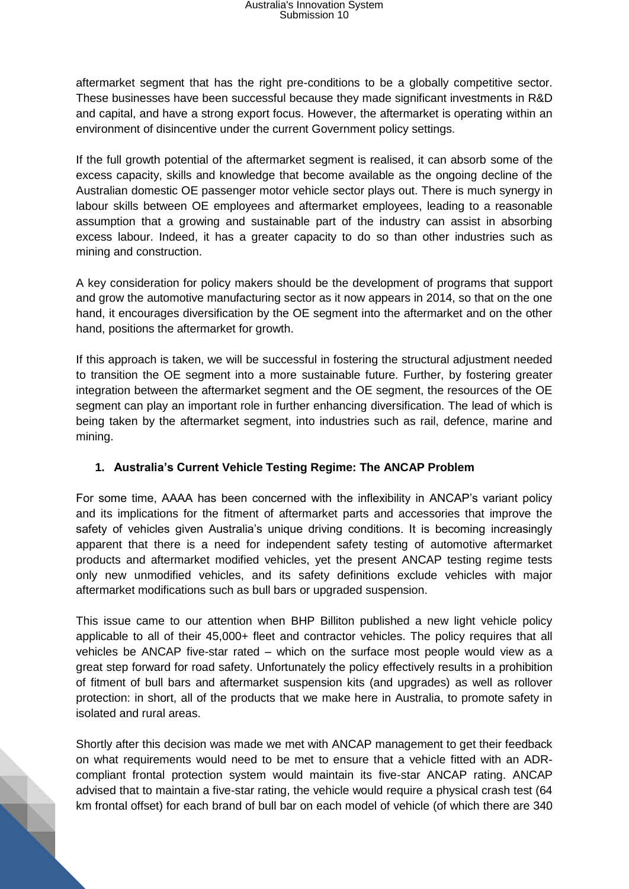aftermarket segment that has the right pre-conditions to be a globally competitive sector. These businesses have been successful because they made significant investments in R&D and capital, and have a strong export focus. However, the aftermarket is operating within an environment of disincentive under the current Government policy settings.

If the full growth potential of the aftermarket segment is realised, it can absorb some of the excess capacity, skills and knowledge that become available as the ongoing decline of the Australian domestic OE passenger motor vehicle sector plays out. There is much synergy in labour skills between OE employees and aftermarket employees, leading to a reasonable assumption that a growing and sustainable part of the industry can assist in absorbing excess labour. Indeed, it has a greater capacity to do so than other industries such as mining and construction.

A key consideration for policy makers should be the development of programs that support and grow the automotive manufacturing sector as it now appears in 2014, so that on the one hand, it encourages diversification by the OE segment into the aftermarket and on the other hand, positions the aftermarket for growth.

If this approach is taken, we will be successful in fostering the structural adjustment needed to transition the OE segment into a more sustainable future. Further, by fostering greater integration between the aftermarket segment and the OE segment, the resources of the OE segment can play an important role in further enhancing diversification. The lead of which is being taken by the aftermarket segment, into industries such as rail, defence, marine and mining.

## 1. Australia's Current Vehicle Testing Regime: The ANCAP Problem

For some time, AAAA has been concerned with the inflexibility in ANCAP's variant policy and its implications for the fitment of aftermarket parts and accessories that improve the safety of vehicles given Australia's unique driving conditions. It is becoming increasingly apparent that there is a need for independent safety testing of automotive aftermarket products and aftermarket modified vehicles, yet the present ANCAP testing regime tests only new unmodified vehicles, and its safety definitions exclude vehicles with major aftermarket modifications such as bull bars or upgraded suspension.

This issue came to our attention when BHP Billiton published a new light vehicle policy applicable to all of their 45,000+ fleet and contractor vehicles. The policy requires that all vehicles be ANCAP five-star rated – which on the surface most people would view as a great step forward for road safety. Unfortunately the policy effectively results in a prohibition of fitment of bull bars and aftermarket suspension kits (and upgrades) as well as rollover protection: in short, all of the products that we make here in Australia, to promote safety in isolated and rural areas.

Shortly after this decision was made we met with ANCAP management to get their feedback on what requirements would need to be met to ensure that a vehicle fitted with an ADR-compliant frontal protection system would maintain its five-star ANCAP rating. ANCAP advised that to maintain a five-star rating, the vehicle would require a physical crash test (64 km frontal offset) for each brand of bull bar on each model of vehicle (of which there are 340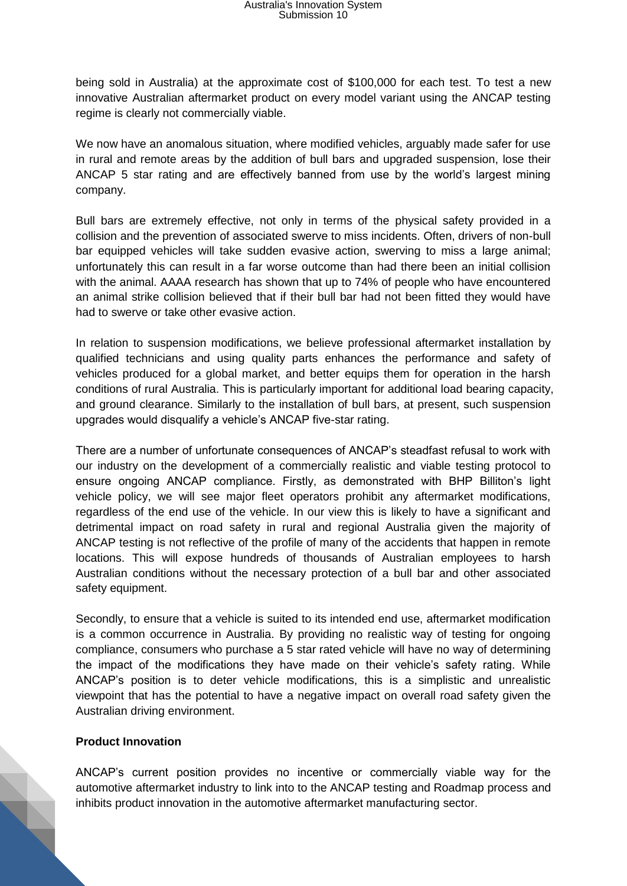being sold in Australia) at the approximate cost of $100,000 for each test. To test a new innovative Australian aftermarket product on every model variant using the ANCAP testing regime is clearly not commercially viable.

We now have an anomalous situation, where modified vehicles, arguably made safer for use in rural and remote areas by the addition of bull bars and upgraded suspension, lose their ANCAP 5 star rating and are effectively banned from use by the world's largest mining company.

Bull bars are extremely effective, not only in terms of the physical safety provided in a collision and the prevention of associated swerve to miss incidents. Often, drivers of non-bull bar equipped vehicles will take sudden evasive action, swerving to miss a large animal; unfortunately this can result in a far worse outcome than had there been an initial collision with the animal. AAAA research has shown that up to 74% of people who have encountered an animal strike collision believed that if their bull bar had not been fitted they would have had to swerve or take other evasive action.

In relation to suspension modifications, we believe professional aftermarket installation by qualified technicians and using quality parts enhances the performance and safety of vehicles produced for a global market, and better equips them for operation in the harsh conditions of rural Australia. This is particularly important for additional load bearing capacity, and ground clearance. Similarly to the installation of bull bars, at present, such suspension upgrades would disqualify a vehicle's ANCAP five-star rating.

There are a number of unfortunate consequences of ANCAP's steadfast refusal to work with our industry on the development of a commercially realistic and viable testing protocol to ensure ongoing ANCAP compliance. Firstly, as demonstrated with BHP Billiton's light vehicle policy, we will see major fleet operators prohibit any aftermarket modifications, regardless of the end use of the vehicle. In our view this is likely to have a significant and detrimental impact on road safety in rural and regional Australia given the majority of ANCAP testing is not reflective of the profile of many of the accidents that happen in remote locations. This will expose hundreds of thousands of Australian employees to harsh Australian conditions without the necessary protection of a bull bar and other associated safety equipment.

Secondly, to ensure that a vehicle is suited to its intended end use, aftermarket modification is a common occurrence in Australia. By providing no realistic way of testing for ongoing compliance, consumers who purchase a 5 star rated vehicle will have no way of determining the impact of the modifications they have made on their vehicle's safety rating. While ANCAP's position is to deter vehicle modifications, this is a simplistic and unrealistic viewpoint that has the potential to have a negative impact on overall road safety given the Australian driving environment.

**Product Innovation**

ANCAP's current position provides no incentive or commercially viable way for the automotive aftermarket industry to link into to the ANCAP testing and Roadmap process and inhibits product innovation in the automotive aftermarket manufacturing sector.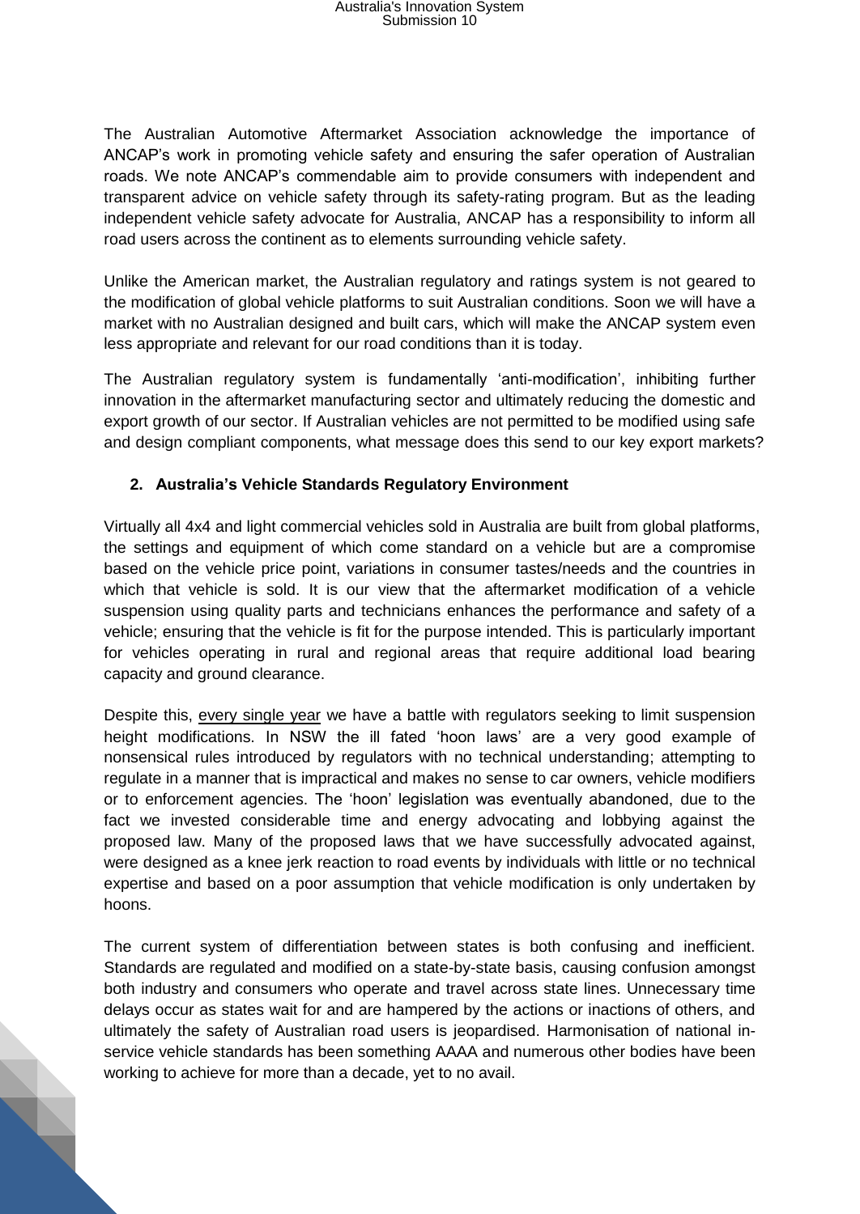The Australian Automotive Aftermarket Association acknowledge the importance of ANCAP's work in promoting vehicle safety and ensuring the safer operation of Australian roads. We note ANCAP's commendable aim to provide consumers with independent and transparent advice on vehicle safety through its safety-rating program. But as the leading independent vehicle safety advocate for Australia, ANCAP has a responsibility to inform all road users across the continent as to elements surrounding vehicle safety.

Unlike the American market, the Australian regulatory and ratings system is not geared to the modification of global vehicle platforms to suit Australian conditions. Soon we will have a market with no Australian designed and built cars, which will make the ANCAP system even less appropriate and relevant for our road conditions than it is today.

The Australian regulatory system is fundamentally 'anti-modification', inhibiting further innovation in the aftermarket manufacturing sector and ultimately reducing the domestic and export growth of our sector. If Australian vehicles are not permitted to be modified using safe and design compliant components, what message does this send to our key export markets?

## 2. Australia's Vehicle Standards Regulatory Environment

Virtually all 4x4 and light commercial vehicles sold in Australia are built from global platforms, the settings and equipment of which come standard on a vehicle but are a compromise based on the vehicle price point, variations in consumer tastes/needs and the countries in which that vehicle is sold. It is our view that the aftermarket modification of a vehicle suspension using quality parts and technicians enhances the performance and safety of a vehicle; ensuring that the vehicle is fit for the purpose intended. This is particularly important for vehicles operating in rural and regional areas that require additional load bearing capacity and ground clearance.

Despite this, every single year we have a battle with regulators seeking to limit suspension height modifications. In NSW the ill fated 'hoon laws' are a very good example of nonsensical rules introduced by regulators with no technical understanding; attempting to regulate in a manner that is impractical and makes no sense to car owners, vehicle modifiers or to enforcement agencies. The 'hoon' legislation was eventually abandoned, due to the fact we invested considerable time and energy advocating and lobbying against the proposed law. Many of the proposed laws that we have successfully advocated against, were designed as a knee jerk reaction to road events by individuals with little or no technical expertise and based on a poor assumption that vehicle modification is only undertaken by hoons.

The current system of differentiation between states is both confusing and inefficient. Standards are regulated and modified on a state-by-state basis, causing confusion amongst both industry and consumers who operate and travel across state lines. Unnecessary time delays occur as states wait for and are hampered by the actions or inactions of others, and ultimately the safety of Australian road users is jeopardised. Harmonisation of national in-service vehicle standards has been something AAAA and numerous other bodies have been working to achieve for more than a decade, yet to no avail.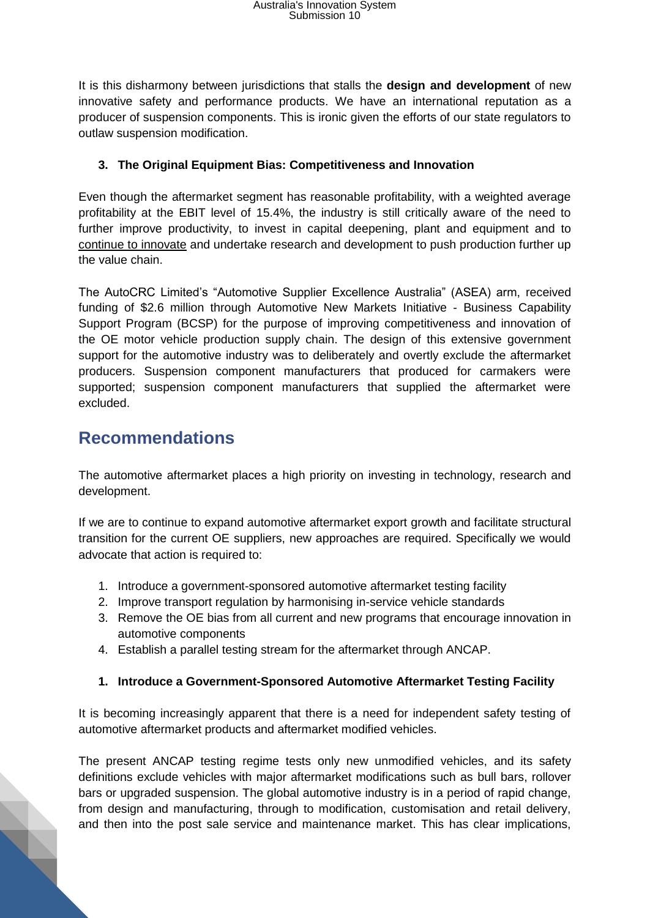It is this disharmony between jurisdictions that stalls the **design and development** of new innovative safety and performance products. We have an international reputation as a producer of suspension components. This is ironic given the efforts of our state regulators to outlaw suspension modification.

**3. The Original Equipment Bias: Competitiveness and Innovation**

Even though the aftermarket segment has reasonable profitability, with a weighted average profitability at the EBIT level of 15.4%, the industry is still critically aware of the need to further improve productivity, to invest in capital deepening, plant and equipment and to continue to innovate and undertake research and development to push production further up the value chain.

The AutoCRC Limited's "Automotive Supplier Excellence Australia" (ASEA) arm, received funding of $2.6 million through Automotive New Markets Initiative - Business Capability Support Program (BCSP) for the purpose of improving competitiveness and innovation of the OE motor vehicle production supply chain. The design of this extensive government support for the automotive industry was to deliberately and overtly exclude the aftermarket producers. Suspension component manufacturers that produced for carmakers were supported; suspension component manufacturers that supplied the aftermarket were excluded.

## Recommendations

The automotive aftermarket places a high priority on investing in technology, research and development.

If we are to continue to expand automotive aftermarket export growth and facilitate structural transition for the current OE suppliers, new approaches are required. Specifically we would advocate that action is required to:

1. Introduce a government-sponsored automotive aftermarket testing facility
2. Improve transport regulation by harmonising in-service vehicle standards
3. Remove the OE bias from all current and new programs that encourage innovation in automotive components
4. Establish a parallel testing stream for the aftermarket through ANCAP.

**1. Introduce a Government-Sponsored Automotive Aftermarket Testing Facility**

It is becoming increasingly apparent that there is a need for independent safety testing of automotive aftermarket products and aftermarket modified vehicles.

The present ANCAP testing regime tests only new unmodified vehicles, and its safety definitions exclude vehicles with major aftermarket modifications such as bull bars, rollover bars or upgraded suspension. The global automotive industry is in a period of rapid change, from design and manufacturing, through to modification, customisation and retail delivery, and then into the post sale service and maintenance market. This has clear implications,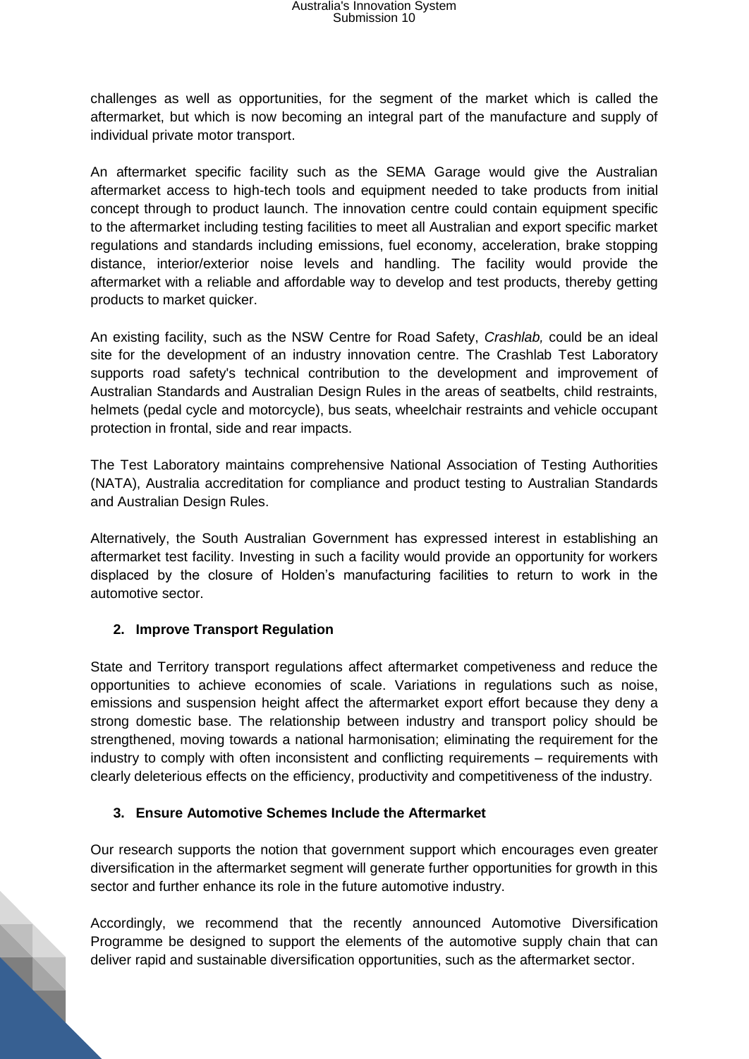challenges as well as opportunities, for the segment of the market which is called the aftermarket, but which is now becoming an integral part of the manufacture and supply of individual private motor transport.

An aftermarket specific facility such as the SEMA Garage would give the Australian aftermarket access to high-tech tools and equipment needed to take products from initial concept through to product launch. The innovation centre could contain equipment specific to the aftermarket including testing facilities to meet all Australian and export specific market regulations and standards including emissions, fuel economy, acceleration, brake stopping distance, interior/exterior noise levels and handling. The facility would provide the aftermarket with a reliable and affordable way to develop and test products, thereby getting products to market quicker.

An existing facility, such as the NSW Centre for Road Safety, *Crashlab,* could be an ideal site for the development of an industry innovation centre. The Crashlab Test Laboratory supports road safety's technical contribution to the development and improvement of Australian Standards and Australian Design Rules in the areas of seatbelts, child restraints, helmets (pedal cycle and motorcycle), bus seats, wheelchair restraints and vehicle occupant protection in frontal, side and rear impacts.

The Test Laboratory maintains comprehensive National Association of Testing Authorities (NATA), Australia accreditation for compliance and product testing to Australian Standards and Australian Design Rules.

Alternatively, the South Australian Government has expressed interest in establishing an aftermarket test facility. Investing in such a facility would provide an opportunity for workers displaced by the closure of Holden's manufacturing facilities to return to work in the automotive sector.

**2. Improve Transport Regulation**

State and Territory transport regulations affect aftermarket competiveness and reduce the opportunities to achieve economies of scale. Variations in regulations such as noise, emissions and suspension height affect the aftermarket export effort because they deny a strong domestic base. The relationship between industry and transport policy should be strengthened, moving towards a national harmonisation; eliminating the requirement for the industry to comply with often inconsistent and conflicting requirements – requirements with clearly deleterious effects on the efficiency, productivity and competitiveness of the industry.

**3. Ensure Automotive Schemes Include the Aftermarket**

Our research supports the notion that government support which encourages even greater diversification in the aftermarket segment will generate further opportunities for growth in this sector and further enhance its role in the future automotive industry.

Accordingly, we recommend that the recently announced Automotive Diversification Programme be designed to support the elements of the automotive supply chain that can deliver rapid and sustainable diversification opportunities, such as the aftermarket sector.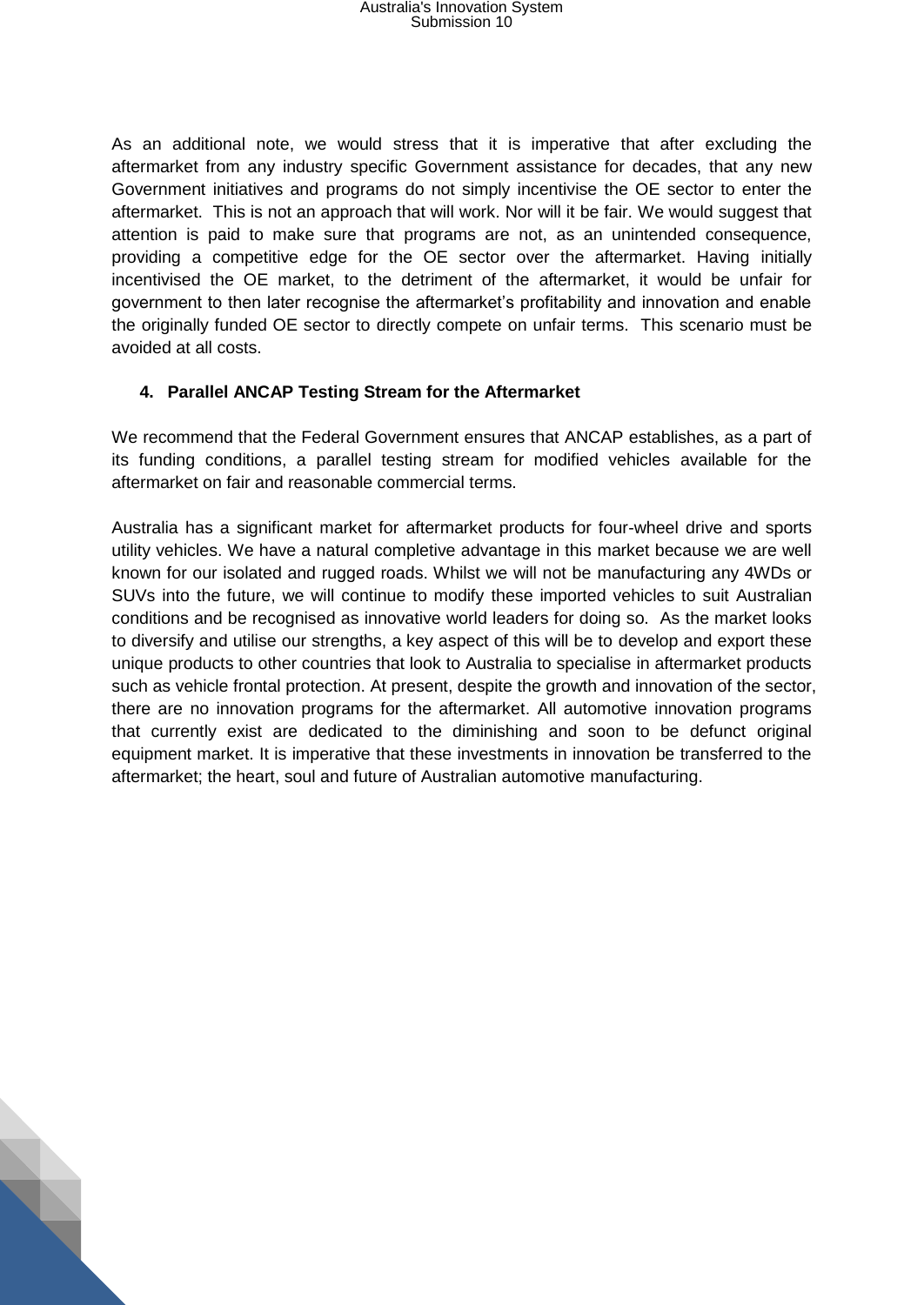As an additional note, we would stress that it is imperative that after excluding the aftermarket from any industry specific Government assistance for decades, that any new Government initiatives and programs do not simply incentivise the OE sector to enter the aftermarket. This is not an approach that will work. Nor will it be fair. We would suggest that attention is paid to make sure that programs are not, as an unintended consequence, providing a competitive edge for the OE sector over the aftermarket. Having initially incentivised the OE market, to the detriment of the aftermarket, it would be unfair for government to then later recognise the aftermarket's profitability and innovation and enable the originally funded OE sector to directly compete on unfair terms. This scenario must be avoided at all costs.

**4. Parallel ANCAP Testing Stream for the Aftermarket**

We recommend that the Federal Government ensures that ANCAP establishes, as a part of its funding conditions, a parallel testing stream for modified vehicles available for the aftermarket on fair and reasonable commercial terms.

Australia has a significant market for aftermarket products for four-wheel drive and sports utility vehicles. We have a natural completive advantage in this market because we are well known for our isolated and rugged roads. Whilst we will not be manufacturing any 4WDs or SUVs into the future, we will continue to modify these imported vehicles to suit Australian conditions and be recognised as innovative world leaders for doing so. As the market looks to diversify and utilise our strengths, a key aspect of this will be to develop and export these unique products to other countries that look to Australia to specialise in aftermarket products such as vehicle frontal protection. At present, despite the growth and innovation of the sector, there are no innovation programs for the aftermarket. All automotive innovation programs that currently exist are dedicated to the diminishing and soon to be defunct original equipment market. It is imperative that these investments in innovation be transferred to the aftermarket; the heart, soul and future of Australian automotive manufacturing.